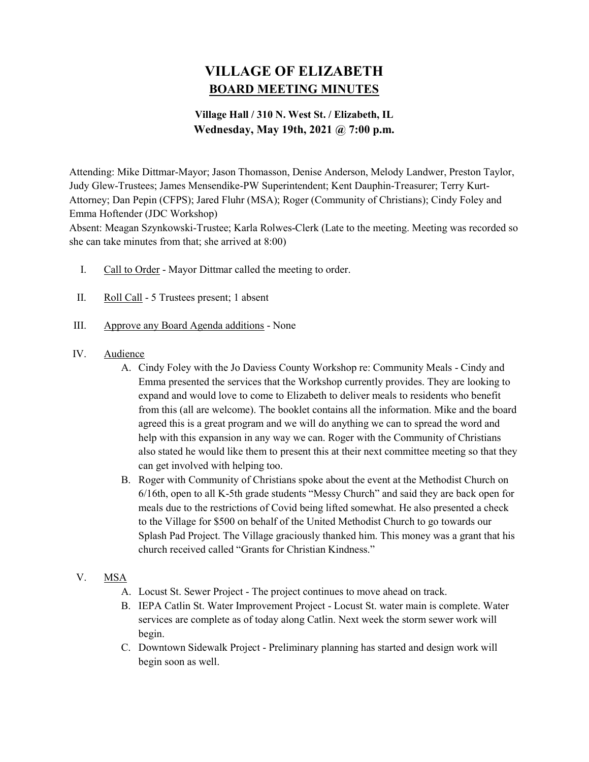# VILLAGE OF ELIZABETH
## BOARD MEETING MINUTES

### Village Hall / 310 N. West St. / Elizabeth, IL
### Wednesday, May 19th, 2021 @ 7:00 p.m.

Attending: Mike Dittmar-Mayor; Jason Thomasson, Denise Anderson, Melody Landwer, Preston Taylor, Judy Glew-Trustees; James Mensendike-PW Superintendent; Kent Dauphin-Treasurer; Terry Kurt-Attorney; Dan Pepin (CFPS); Jared Fluhr (MSA); Roger (Community of Christians); Cindy Foley and Emma Hoftender (JDC Workshop)
Absent: Meagan Szynkowski-Trustee; Karla Rolwes-Clerk (Late to the meeting. Meeting was recorded so she can take minutes from that; she arrived at 8:00)

I. Call to Order - Mayor Dittmar called the meeting to order.

II. Roll Call - 5 Trustees present; 1 absent

III. Approve any Board Agenda additions - None

IV. Audience
   A. Cindy Foley with the Jo Daviess County Workshop re: Community Meals - Cindy and Emma presented the services that the Workshop currently provides. They are looking to expand and would love to come to Elizabeth to deliver meals to residents who benefit from this (all are welcome). The booklet contains all the information. Mike and the board agreed this is a great program and we will do anything we can to spread the word and help with this expansion in any way we can. Roger with the Community of Christians also stated he would like them to present this at their next committee meeting so that they can get involved with helping too.
   B. Roger with Community of Christians spoke about the event at the Methodist Church on 6/16th, open to all K-5th grade students "Messy Church" and said they are back open for meals due to the restrictions of Covid being lifted somewhat. He also presented a check to the Village for $500 on behalf of the United Methodist Church to go towards our Splash Pad Project. The Village graciously thanked him. This money was a grant that his church received called "Grants for Christian Kindness."

V. MSA
   A. Locust St. Sewer Project - The project continues to move ahead on track.
   B. IEPA Catlin St. Water Improvement Project - Locust St. water main is complete. Water services are complete as of today along Catlin. Next week the storm sewer work will begin.
   C. Downtown Sidewalk Project - Preliminary planning has started and design work will begin soon as well.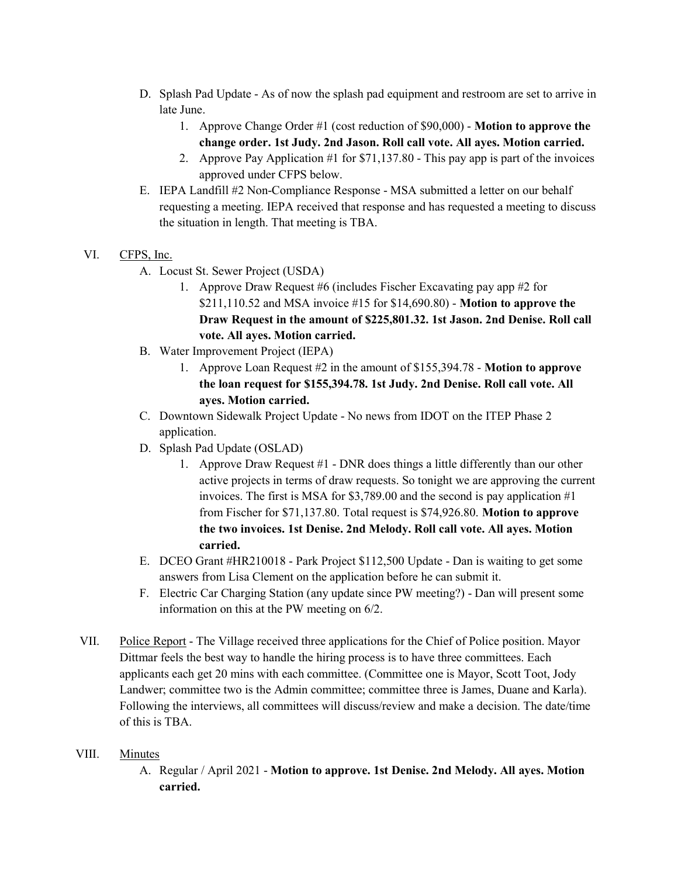D. Splash Pad Update - As of now the splash pad equipment and restroom are set to arrive in late June.
   1. Approve Change Order #1 (cost reduction of $90,000) - **Motion to approve the change order. 1st Judy. 2nd Jason. Roll call vote. All ayes. Motion carried.**
   2. Approve Pay Application #1 for $71,137.80 - This pay app is part of the invoices approved under CFPS below.

E. IEPA Landfill #2 Non-Compliance Response - MSA submitted a letter on our behalf requesting a meeting. IEPA received that response and has requested a meeting to discuss the situation in length. That meeting is TBA.

VI. CFPS, Inc.

A. Locust St. Sewer Project (USDA)
   1. Approve Draw Request #6 (includes Fischer Excavating pay app #2 for $211,110.52 and MSA invoice #15 for $14,690.80) - **Motion to approve the Draw Request in the amount of $225,801.32. 1st Jason. 2nd Denise. Roll call vote. All ayes. Motion carried.**

B. Water Improvement Project (IEPA)
   1. Approve Loan Request #2 in the amount of $155,394.78 - **Motion to approve the loan request for $155,394.78. 1st Judy. 2nd Denise. Roll call vote. All ayes. Motion carried.**

C. Downtown Sidewalk Project Update - No news from IDOT on the ITEP Phase 2 application.

D. Splash Pad Update (OSLAD)
   1. Approve Draw Request #1 - DNR does things a little differently than our other active projects in terms of draw requests. So tonight we are approving the current invoices. The first is MSA for $3,789.00 and the second is pay application #1 from Fischer for $71,137.80. Total request is $74,926.80. **Motion to approve the two invoices. 1st Denise. 2nd Melody. Roll call vote. All ayes. Motion carried.**

E. DCEO Grant #HR210018 - Park Project $112,500 Update - Dan is waiting to get some answers from Lisa Clement on the application before he can submit it.

F. Electric Car Charging Station (any update since PW meeting?) - Dan will present some information on this at the PW meeting on 6/2.

VII. Police Report - The Village received three applications for the Chief of Police position. Mayor Dittmar feels the best way to handle the hiring process is to have three committees. Each applicants each get 20 mins with each committee. (Committee one is Mayor, Scott Toot, Jody Landwer; committee two is the Admin committee; committee three is James, Duane and Karla). Following the interviews, all committees will discuss/review and make a decision. The date/time of this is TBA.

VIII. Minutes

A. Regular / April 2021 - **Motion to approve. 1st Denise. 2nd Melody. All ayes. Motion carried.**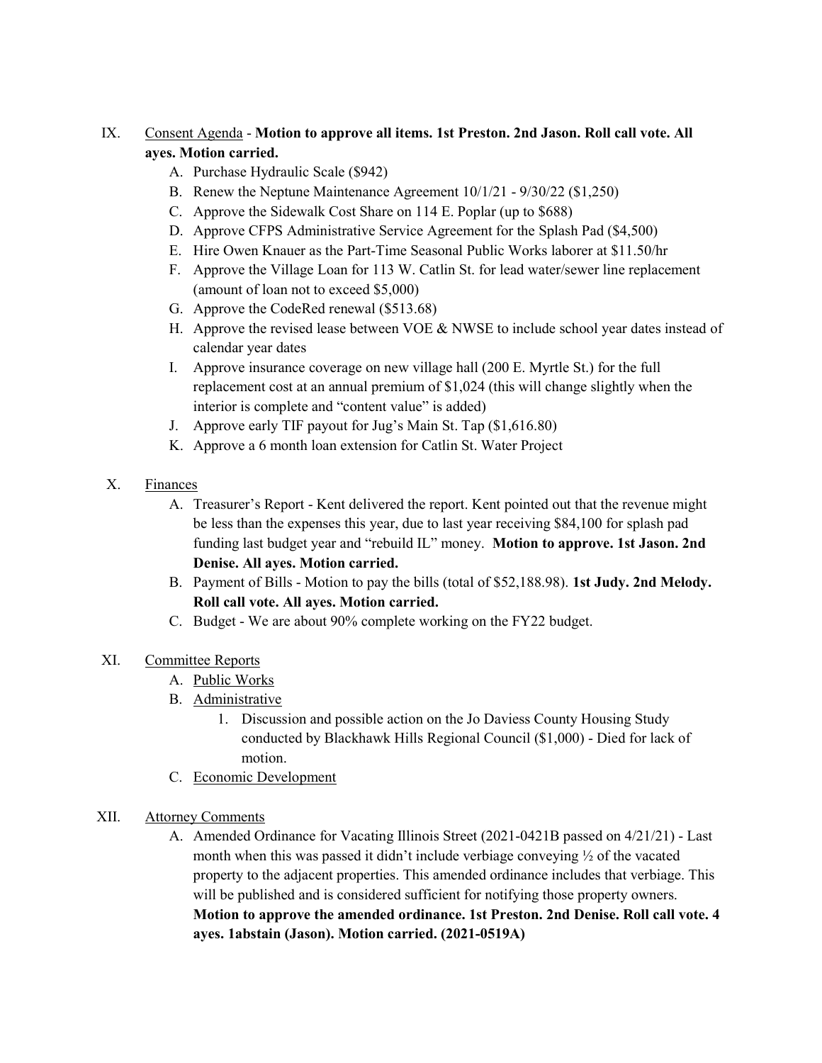IX. <u>Consent Agenda</u> - **Motion to approve all items. 1st Preston. 2nd Jason. Roll call vote. All ayes. Motion carried.**

   A. Purchase Hydraulic Scale ($942)
   B. Renew the Neptune Maintenance Agreement 10/1/21 - 9/30/22 ($1,250)
   C. Approve the Sidewalk Cost Share on 114 E. Poplar (up to $688)
   D. Approve CFPS Administrative Service Agreement for the Splash Pad ($4,500)
   E. Hire Owen Knauer as the Part-Time Seasonal Public Works laborer at $11.50/hr
   F. Approve the Village Loan for 113 W. Catlin St. for lead water/sewer line replacement (amount of loan not to exceed $5,000)
   G. Approve the CodeRed renewal ($513.68)
   H. Approve the revised lease between VOE & NWSE to include school year dates instead of calendar year dates
   I. Approve insurance coverage on new village hall (200 E. Myrtle St.) for the full replacement cost at an annual premium of $1,024 (this will change slightly when the interior is complete and "content value" is added)
   J. Approve early TIF payout for Jug's Main St. Tap ($1,616.80)
   K. Approve a 6 month loan extension for Catlin St. Water Project

X. <u>Finances</u>

   A. Treasurer's Report - Kent delivered the report. Kent pointed out that the revenue might be less than the expenses this year, due to last year receiving $84,100 for splash pad funding last budget year and "rebuild IL" money. **Motion to approve. 1st Jason. 2nd Denise. All ayes. Motion carried.**
   B. Payment of Bills - Motion to pay the bills (total of $52,188.98). **1st Judy. 2nd Melody. Roll call vote. All ayes. Motion carried.**
   C. Budget - We are about 90% complete working on the FY22 budget.

XI. <u>Committee Reports</u>

   A. <u>Public Works</u>
   B. <u>Administrative</u>
      1. Discussion and possible action on the Jo Daviess County Housing Study conducted by Blackhawk Hills Regional Council ($1,000) - Died for lack of motion.
   C. <u>Economic Development</u>

XII. <u>Attorney Comments</u>

   A. Amended Ordinance for Vacating Illinois Street (2021-0421B passed on 4/21/21) - Last month when this was passed it didn't include verbiage conveying ½ of the vacated property to the adjacent properties. This amended ordinance includes that verbiage. This will be published and is considered sufficient for notifying those property owners. **Motion to approve the amended ordinance. 1st Preston. 2nd Denise. Roll call vote. 4 ayes. 1abstain (Jason). Motion carried. (2021-0519A)**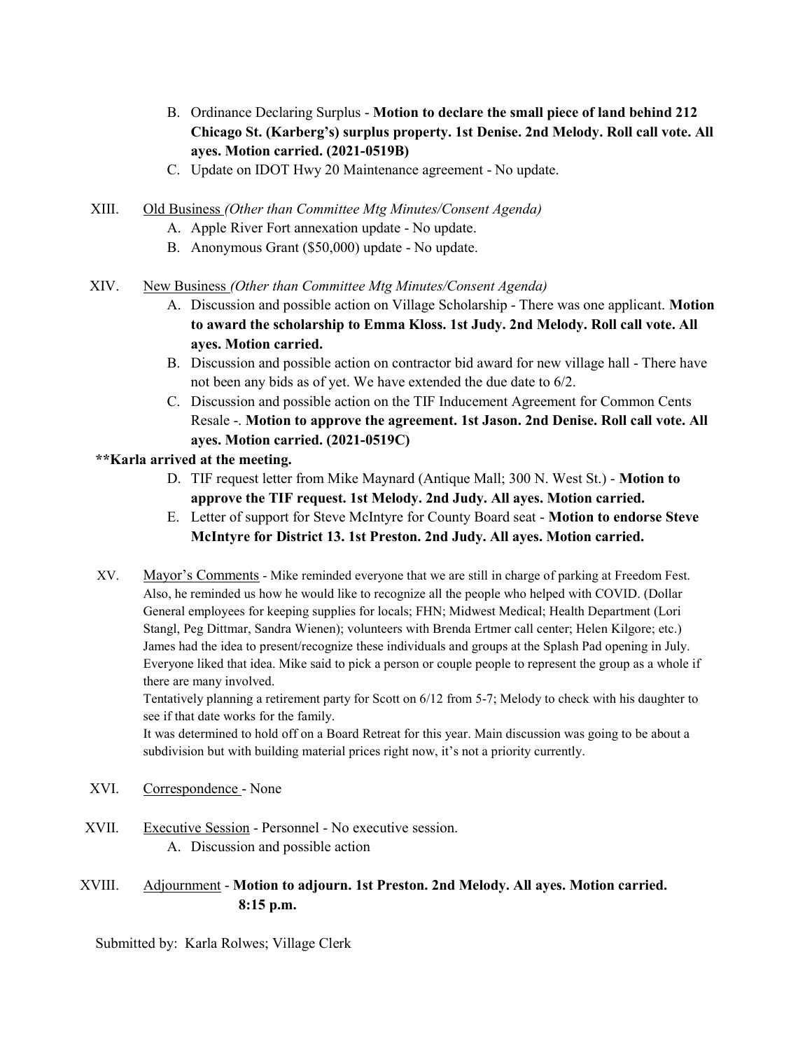B. Ordinance Declaring Surplus - **Motion to declare the small piece of land behind 212 Chicago St. (Karberg's) surplus property. 1st Denise. 2nd Melody. Roll call vote. All ayes. Motion carried. (2021-0519B)**

C. Update on IDOT Hwy 20 Maintenance agreement - No update.

XIII. Old Business *(Other than Committee Mtg Minutes/Consent Agenda)*

A. Apple River Fort annexation update - No update.

B. Anonymous Grant ($50,000) update - No update.

XIV. New Business *(Other than Committee Mtg Minutes/Consent Agenda)*

A. Discussion and possible action on Village Scholarship - There was one applicant. **Motion to award the scholarship to Emma Kloss. 1st Judy. 2nd Melody. Roll call vote. All ayes. Motion carried.**

B. Discussion and possible action on contractor bid award for new village hall - There have not been any bids as of yet. We have extended the due date to 6/2.

C. Discussion and possible action on the TIF Inducement Agreement for Common Cents Resale -. **Motion to approve the agreement. 1st Jason. 2nd Denise. Roll call vote. All ayes. Motion carried. (2021-0519C)**

**\*\*Karla arrived at the meeting.**

D. TIF request letter from Mike Maynard (Antique Mall; 300 N. West St.) - **Motion to approve the TIF request. 1st Melody. 2nd Judy. All ayes. Motion carried.**

E. Letter of support for Steve McIntyre for County Board seat - **Motion to endorse Steve McIntyre for District 13. 1st Preston. 2nd Judy. All ayes. Motion carried.**

XV. Mayor's Comments - Mike reminded everyone that we are still in charge of parking at Freedom Fest. Also, he reminded us how he would like to recognize all the people who helped with COVID. (Dollar General employees for keeping supplies for locals; FHN; Midwest Medical; Health Department (Lori Stangl, Peg Dittmar, Sandra Wienen); volunteers with Brenda Ertmer call center; Helen Kilgore; etc.) James had the idea to present/recognize these individuals and groups at the Splash Pad opening in July. Everyone liked that idea. Mike said to pick a person or couple people to represent the group as a whole if there are many involved.

Tentatively planning a retirement party for Scott on 6/12 from 5-7; Melody to check with his daughter to see if that date works for the family.

It was determined to hold off on a Board Retreat for this year. Main discussion was going to be about a subdivision but with building material prices right now, it's not a priority currently.

XVI. Correspondence - None

XVII. Executive Session - Personnel - No executive session.

A. Discussion and possible action

XVIII. Adjournment - **Motion to adjourn. 1st Preston. 2nd Melody. All ayes. Motion carried. 8:15 p.m.**

Submitted by: Karla Rolwes; Village Clerk